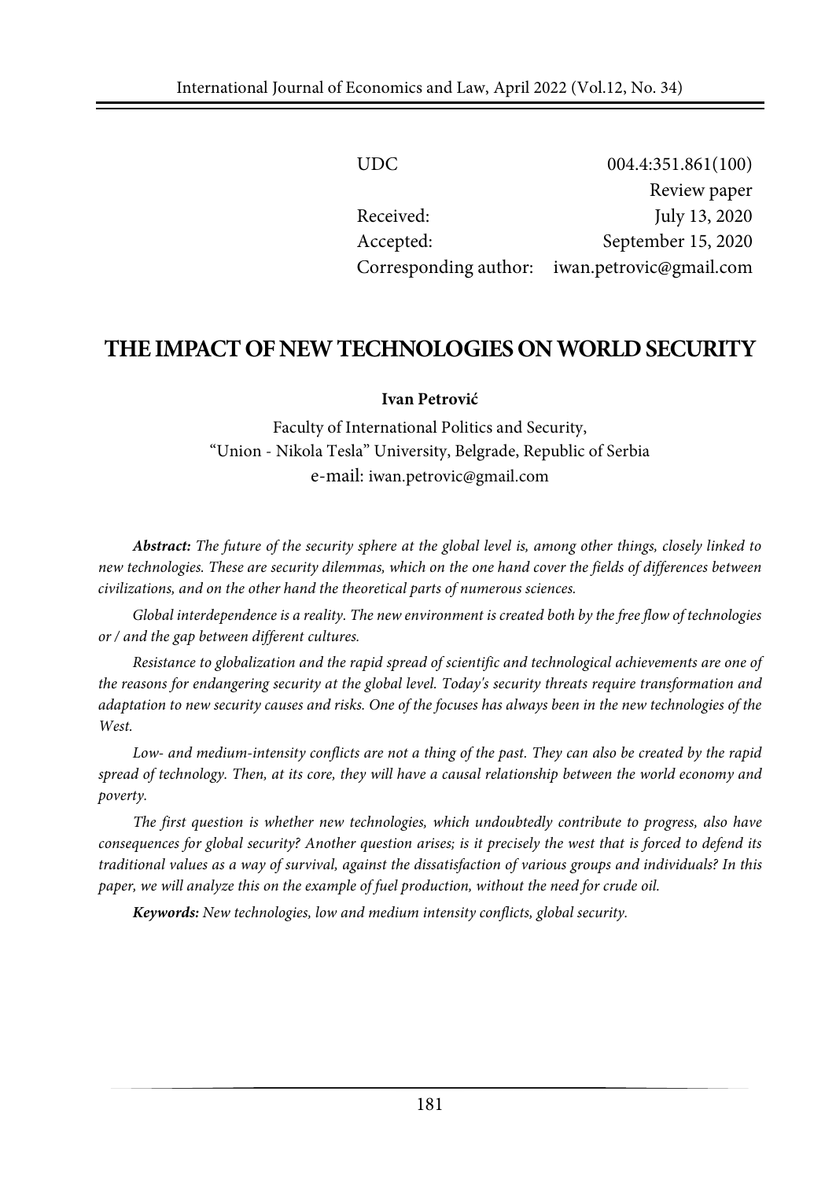UDC 004.4:351.861(100)

Review paper

Received: July 13, 2020

Accepted: September 15, 2020

Corresponding author: iwan.petrovic@gmail.com

# THE IMPACT OF NEW TECHNOLOGIES ON WORLD SECURITY

**Ivan Petrović**

Faculty of International Politics and Security,
"Union - Nikola Tesla" University, Belgrade, Republic of Serbia
e-mail: iwan.petrovic@gmail.com

***Abstract:*** *The future of the security sphere at the global level is, among other things, closely linked to new technologies. These are security dilemmas, which on the one hand cover the fields of differences between civilizations, and on the other hand the theoretical parts of numerous sciences.*

*Global interdependence is a reality. The new environment is created both by the free flow of technologies or / and the gap between different cultures.*

*Resistance to globalization and the rapid spread of scientific and technological achievements are one of the reasons for endangering security at the global level. Today's security threats require transformation and adaptation to new security causes and risks. One of the focuses has always been in the new technologies of the West.*

*Low- and medium-intensity conflicts are not a thing of the past. They can also be created by the rapid spread of technology. Then, at its core, they will have a causal relationship between the world economy and poverty.*

*The first question is whether new technologies, which undoubtedly contribute to progress, also have consequences for global security? Another question arises; is it precisely the west that is forced to defend its traditional values as a way of survival, against the dissatisfaction of various groups and individuals? In this paper, we will analyze this on the example of fuel production, without the need for crude oil.*

***Keywords:*** *New technologies, low and medium intensity conflicts, global security.*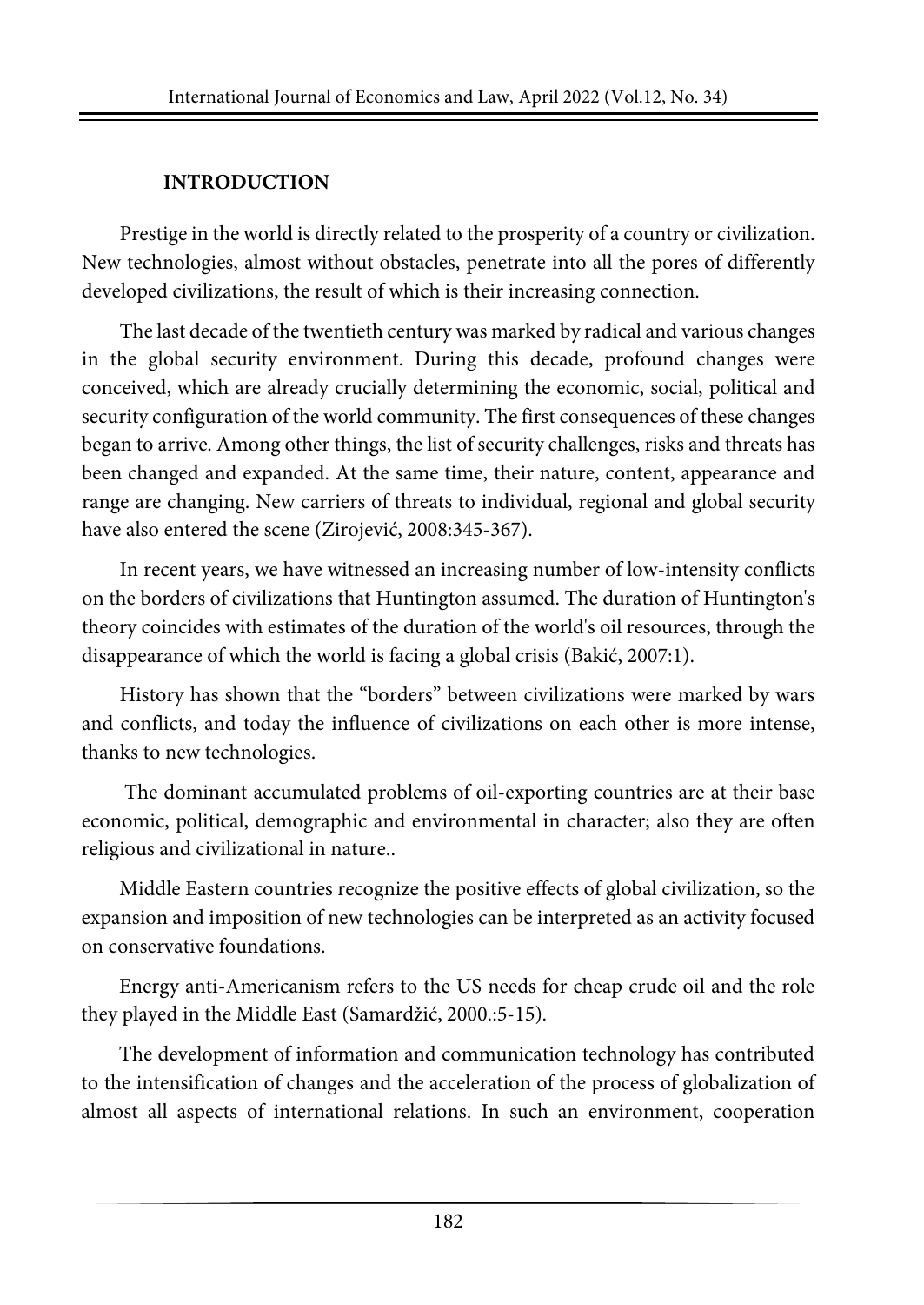## INTRODUCTION

Prestige in the world is directly related to the prosperity of a country or civilization. New technologies, almost without obstacles, penetrate into all the pores of differently developed civilizations, the result of which is their increasing connection.

The last decade of the twentieth century was marked by radical and various changes in the global security environment. During this decade, profound changes were conceived, which are already crucially determining the economic, social, political and security configuration of the world community. The first consequences of these changes began to arrive. Among other things, the list of security challenges, risks and threats has been changed and expanded. At the same time, their nature, content, appearance and range are changing. New carriers of threats to individual, regional and global security have also entered the scene (Zirojević, 2008:345-367).

In recent years, we have witnessed an increasing number of low-intensity conflicts on the borders of civilizations that Huntington assumed. The duration of Huntington's theory coincides with estimates of the duration of the world's oil resources, through the disappearance of which the world is facing a global crisis (Bakić, 2007:1).

History has shown that the "borders" between civilizations were marked by wars and conflicts, and today the influence of civilizations on each other is more intense, thanks to new technologies.

The dominant accumulated problems of oil-exporting countries are at their base economic, political, demographic and environmental in character; also they are often religious and civilizational in nature..

Middle Eastern countries recognize the positive effects of global civilization, so the expansion and imposition of new technologies can be interpreted as an activity focused on conservative foundations.

Energy anti-Americanism refers to the US needs for cheap crude oil and the role they played in the Middle East (Samardžić, 2000.:5-15).

The development of information and communication technology has contributed to the intensification of changes and the acceleration of the process of globalization of almost all aspects of international relations. In such an environment, cooperation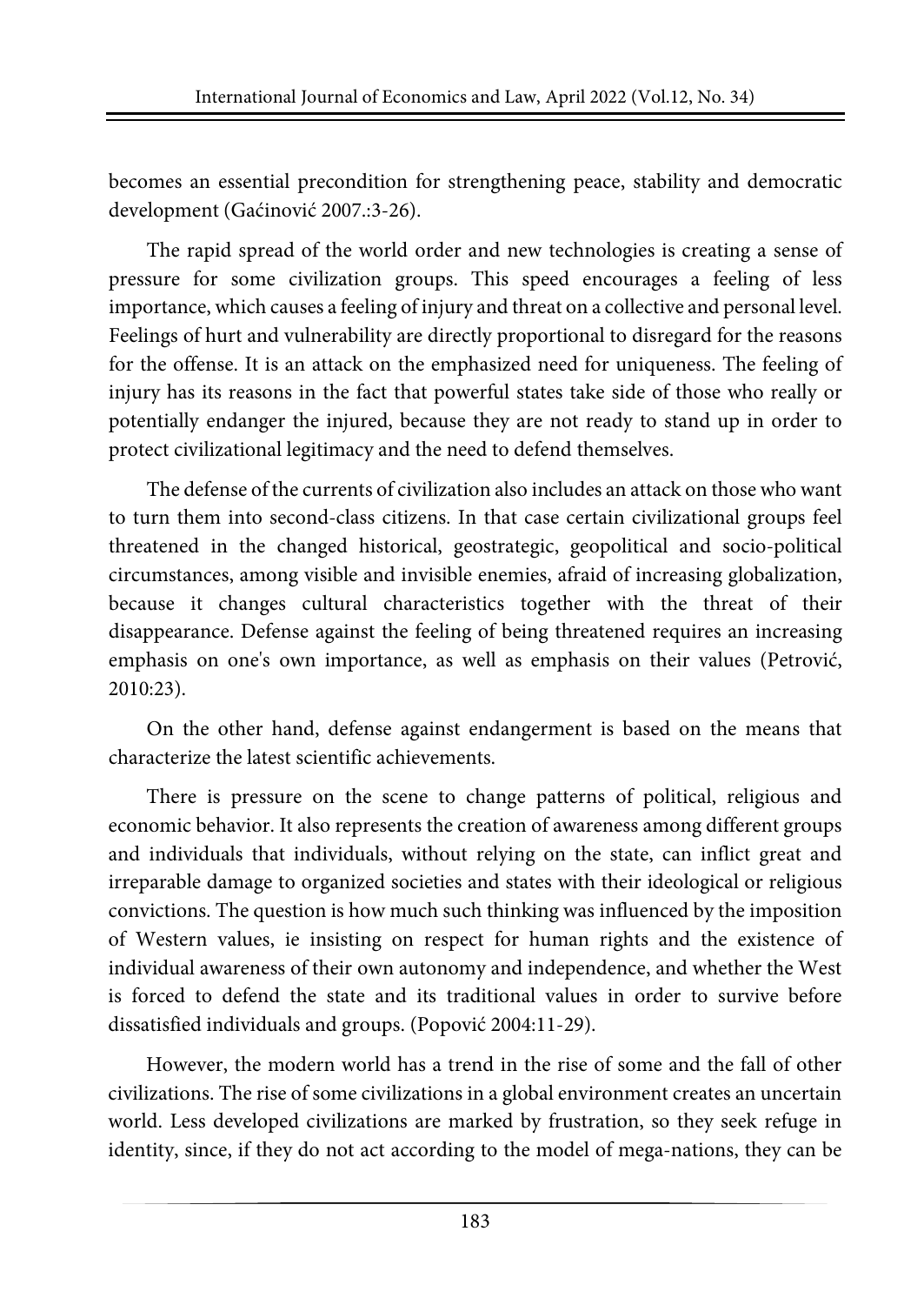becomes an essential precondition for strengthening peace, stability and democratic development (Gaćinović 2007.:3-26).

The rapid spread of the world order and new technologies is creating a sense of pressure for some civilization groups. This speed encourages a feeling of less importance, which causes a feeling of injury and threat on a collective and personal level. Feelings of hurt and vulnerability are directly proportional to disregard for the reasons for the offense. It is an attack on the emphasized need for uniqueness. The feeling of injury has its reasons in the fact that powerful states take side of those who really or potentially endanger the injured, because they are not ready to stand up in order to protect civilizational legitimacy and the need to defend themselves.

The defense of the currents of civilization also includes an attack on those who want to turn them into second-class citizens. In that case certain civilizational groups feel threatened in the changed historical, geostrategic, geopolitical and socio-political circumstances, among visible and invisible enemies, afraid of increasing globalization, because it changes cultural characteristics together with the threat of their disappearance. Defense against the feeling of being threatened requires an increasing emphasis on one's own importance, as well as emphasis on their values (Petrović, 2010:23).

On the other hand, defense against endangerment is based on the means that characterize the latest scientific achievements.

There is pressure on the scene to change patterns of political, religious and economic behavior. It also represents the creation of awareness among different groups and individuals that individuals, without relying on the state, can inflict great and irreparable damage to organized societies and states with their ideological or religious convictions. The question is how much such thinking was influenced by the imposition of Western values, ie insisting on respect for human rights and the existence of individual awareness of their own autonomy and independence, and whether the West is forced to defend the state and its traditional values in order to survive before dissatisfied individuals and groups. (Popović 2004:11-29).

However, the modern world has a trend in the rise of some and the fall of other civilizations. The rise of some civilizations in a global environment creates an uncertain world. Less developed civilizations are marked by frustration, so they seek refuge in identity, since, if they do not act according to the model of mega-nations, they can be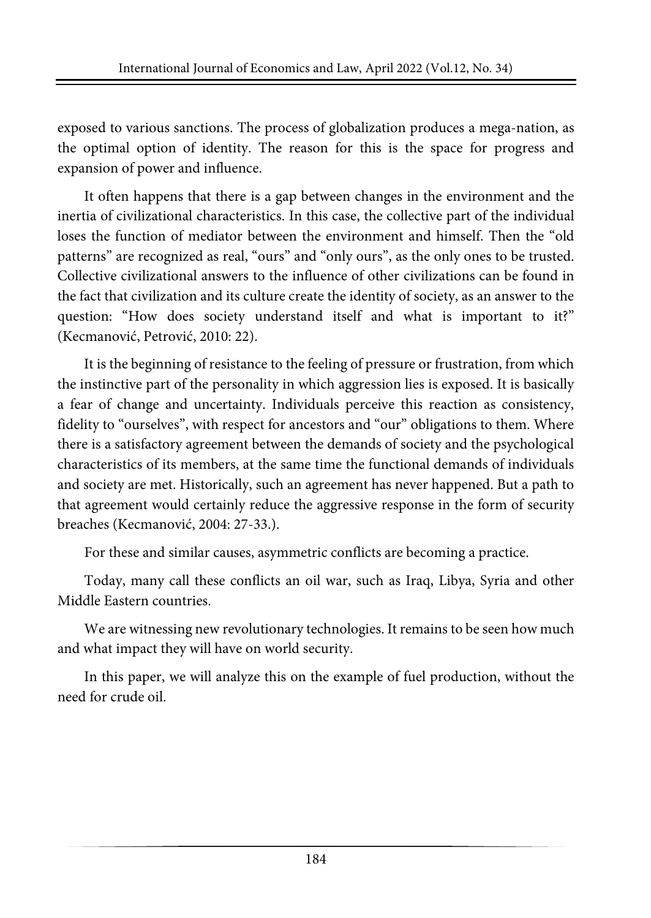exposed to various sanctions. The process of globalization produces a mega-nation, as the optimal option of identity. The reason for this is the space for progress and expansion of power and influence.

It often happens that there is a gap between changes in the environment and the inertia of civilizational characteristics. In this case, the collective part of the individual loses the function of mediator between the environment and himself. Then the "old patterns" are recognized as real, "ours" and "only ours", as the only ones to be trusted. Collective civilizational answers to the influence of other civilizations can be found in the fact that civilization and its culture create the identity of society, as an answer to the question: "How does society understand itself and what is important to it?" (Kecmanović, Petrović, 2010: 22).

It is the beginning of resistance to the feeling of pressure or frustration, from which the instinctive part of the personality in which aggression lies is exposed. It is basically a fear of change and uncertainty. Individuals perceive this reaction as consistency, fidelity to "ourselves", with respect for ancestors and "our" obligations to them. Where there is a satisfactory agreement between the demands of society and the psychological characteristics of its members, at the same time the functional demands of individuals and society are met. Historically, such an agreement has never happened. But a path to that agreement would certainly reduce the aggressive response in the form of security breaches (Kecmanović, 2004: 27-33.).

For these and similar causes, asymmetric conflicts are becoming a practice.

Today, many call these conflicts an oil war, such as Iraq, Libya, Syria and other Middle Eastern countries.

We are witnessing new revolutionary technologies. It remains to be seen how much and what impact they will have on world security.

In this paper, we will analyze this on the example of fuel production, without the need for crude oil.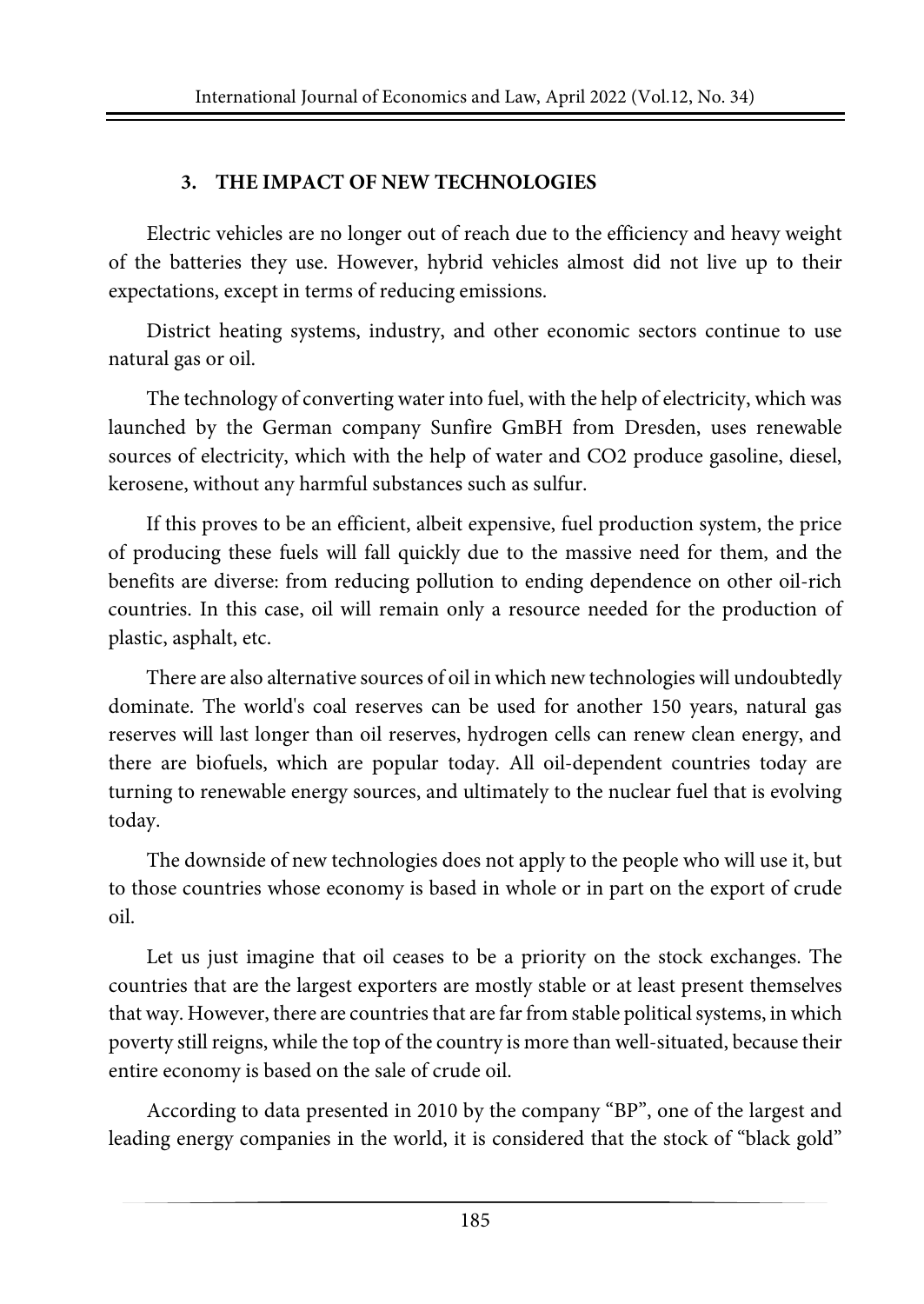## 3. THE IMPACT OF NEW TECHNOLOGIES

Electric vehicles are no longer out of reach due to the efficiency and heavy weight of the batteries they use. However, hybrid vehicles almost did not live up to their expectations, except in terms of reducing emissions.

District heating systems, industry, and other economic sectors continue to use natural gas or oil.

The technology of converting water into fuel, with the help of electricity, which was launched by the German company Sunfire GmBH from Dresden, uses renewable sources of electricity, which with the help of water and $CO_2$ produce gasoline, diesel, kerosene, without any harmful substances such as sulfur.

If this proves to be an efficient, albeit expensive, fuel production system, the price of producing these fuels will fall quickly due to the massive need for them, and the benefits are diverse: from reducing pollution to ending dependence on other oil-rich countries. In this case, oil will remain only a resource needed for the production of plastic, asphalt, etc.

There are also alternative sources of oil in which new technologies will undoubtedly dominate. The world's coal reserves can be used for another 150 years, natural gas reserves will last longer than oil reserves, hydrogen cells can renew clean energy, and there are biofuels, which are popular today. All oil-dependent countries today are turning to renewable energy sources, and ultimately to the nuclear fuel that is evolving today.

The downside of new technologies does not apply to the people who will use it, but to those countries whose economy is based in whole or in part on the export of crude oil.

Let us just imagine that oil ceases to be a priority on the stock exchanges. The countries that are the largest exporters are mostly stable or at least present themselves that way. However, there are countries that are far from stable political systems, in which poverty still reigns, while the top of the country is more than well-situated, because their entire economy is based on the sale of crude oil.

According to data presented in 2010 by the company "BP", one of the largest and leading energy companies in the world, it is considered that the stock of "black gold"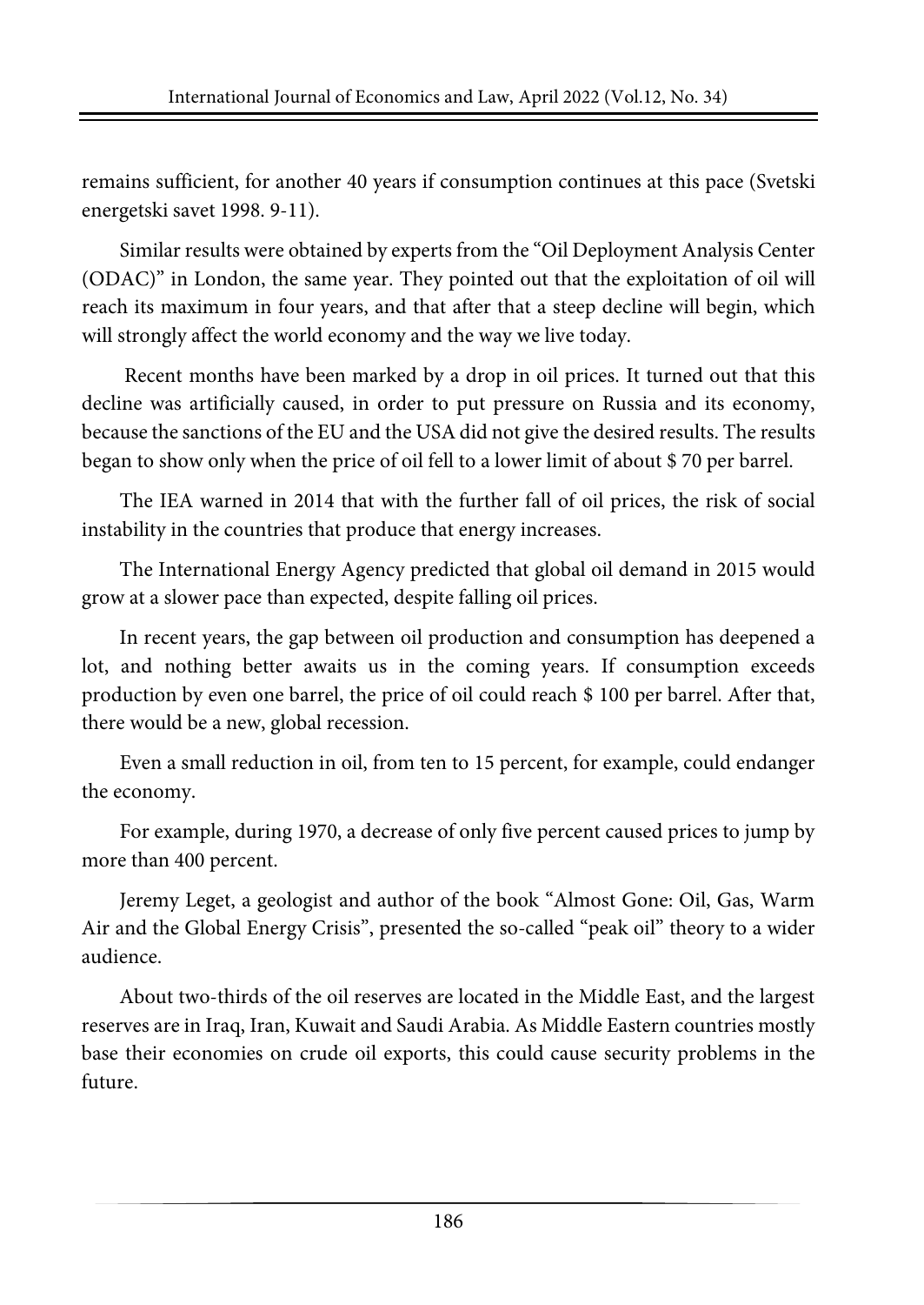remains sufficient, for another 40 years if consumption continues at this pace (Svetski energetski savet 1998. 9-11).

Similar results were obtained by experts from the "Oil Deployment Analysis Center (ODAC)" in London, the same year. They pointed out that the exploitation of oil will reach its maximum in four years, and that after that a steep decline will begin, which will strongly affect the world economy and the way we live today.

Recent months have been marked by a drop in oil prices. It turned out that this decline was artificially caused, in order to put pressure on Russia and its economy, because the sanctions of the EU and the USA did not give the desired results. The results began to show only when the price of oil fell to a lower limit of about $ 70 per barrel.

The IEA warned in 2014 that with the further fall of oil prices, the risk of social instability in the countries that produce that energy increases.

The International Energy Agency predicted that global oil demand in 2015 would grow at a slower pace than expected, despite falling oil prices.

In recent years, the gap between oil production and consumption has deepened a lot, and nothing better awaits us in the coming years. If consumption exceeds production by even one barrel, the price of oil could reach $ 100 per barrel. After that, there would be a new, global recession.

Even a small reduction in oil, from ten to 15 percent, for example, could endanger the economy.

For example, during 1970, a decrease of only five percent caused prices to jump by more than 400 percent.

Jeremy Leget, a geologist and author of the book "Almost Gone: Oil, Gas, Warm Air and the Global Energy Crisis", presented the so-called "peak oil" theory to a wider audience.

About two-thirds of the oil reserves are located in the Middle East, and the largest reserves are in Iraq, Iran, Kuwait and Saudi Arabia. As Middle Eastern countries mostly base their economies on crude oil exports, this could cause security problems in the future.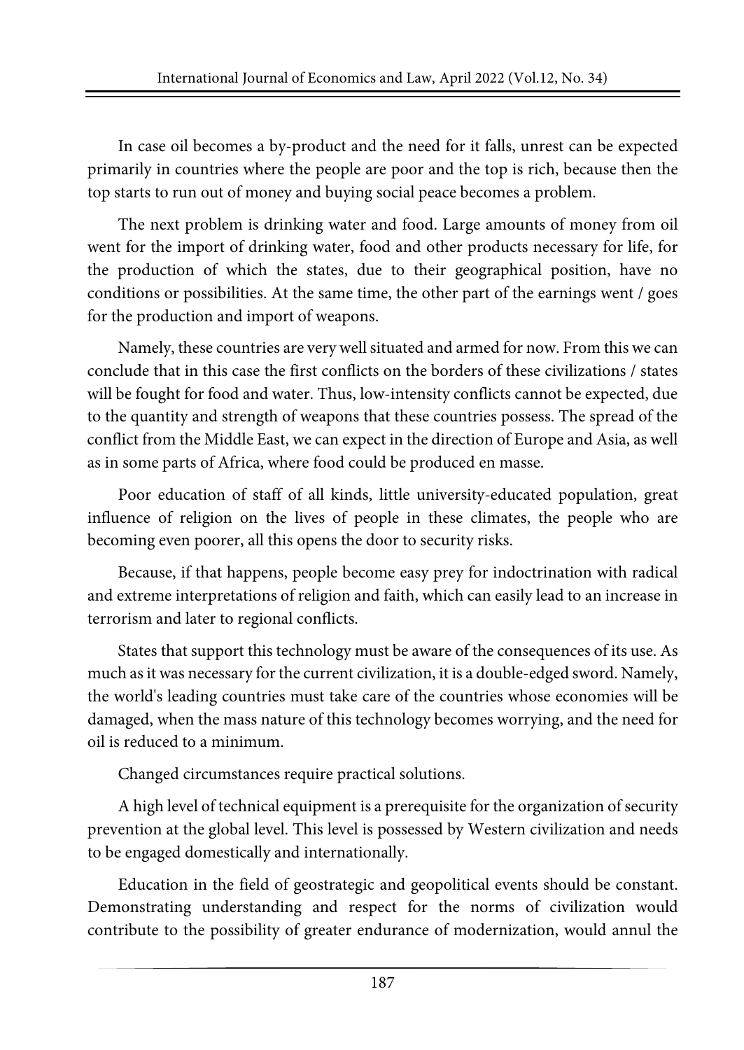In case oil becomes a by-product and the need for it falls, unrest can be expected primarily in countries where the people are poor and the top is rich, because then the top starts to run out of money and buying social peace becomes a problem.

The next problem is drinking water and food. Large amounts of money from oil went for the import of drinking water, food and other products necessary for life, for the production of which the states, due to their geographical position, have no conditions or possibilities. At the same time, the other part of the earnings went / goes for the production and import of weapons.

Namely, these countries are very well situated and armed for now. From this we can conclude that in this case the first conflicts on the borders of these civilizations / states will be fought for food and water. Thus, low-intensity conflicts cannot be expected, due to the quantity and strength of weapons that these countries possess. The spread of the conflict from the Middle East, we can expect in the direction of Europe and Asia, as well as in some parts of Africa, where food could be produced en masse.

Poor education of staff of all kinds, little university-educated population, great influence of religion on the lives of people in these climates, the people who are becoming even poorer, all this opens the door to security risks.

Because, if that happens, people become easy prey for indoctrination with radical and extreme interpretations of religion and faith, which can easily lead to an increase in terrorism and later to regional conflicts.

States that support this technology must be aware of the consequences of its use. As much as it was necessary for the current civilization, it is a double-edged sword. Namely, the world's leading countries must take care of the countries whose economies will be damaged, when the mass nature of this technology becomes worrying, and the need for oil is reduced to a minimum.

Changed circumstances require practical solutions.

A high level of technical equipment is a prerequisite for the organization of security prevention at the global level. This level is possessed by Western civilization and needs to be engaged domestically and internationally.

Education in the field of geostrategic and geopolitical events should be constant. Demonstrating understanding and respect for the norms of civilization would contribute to the possibility of greater endurance of modernization, would annul the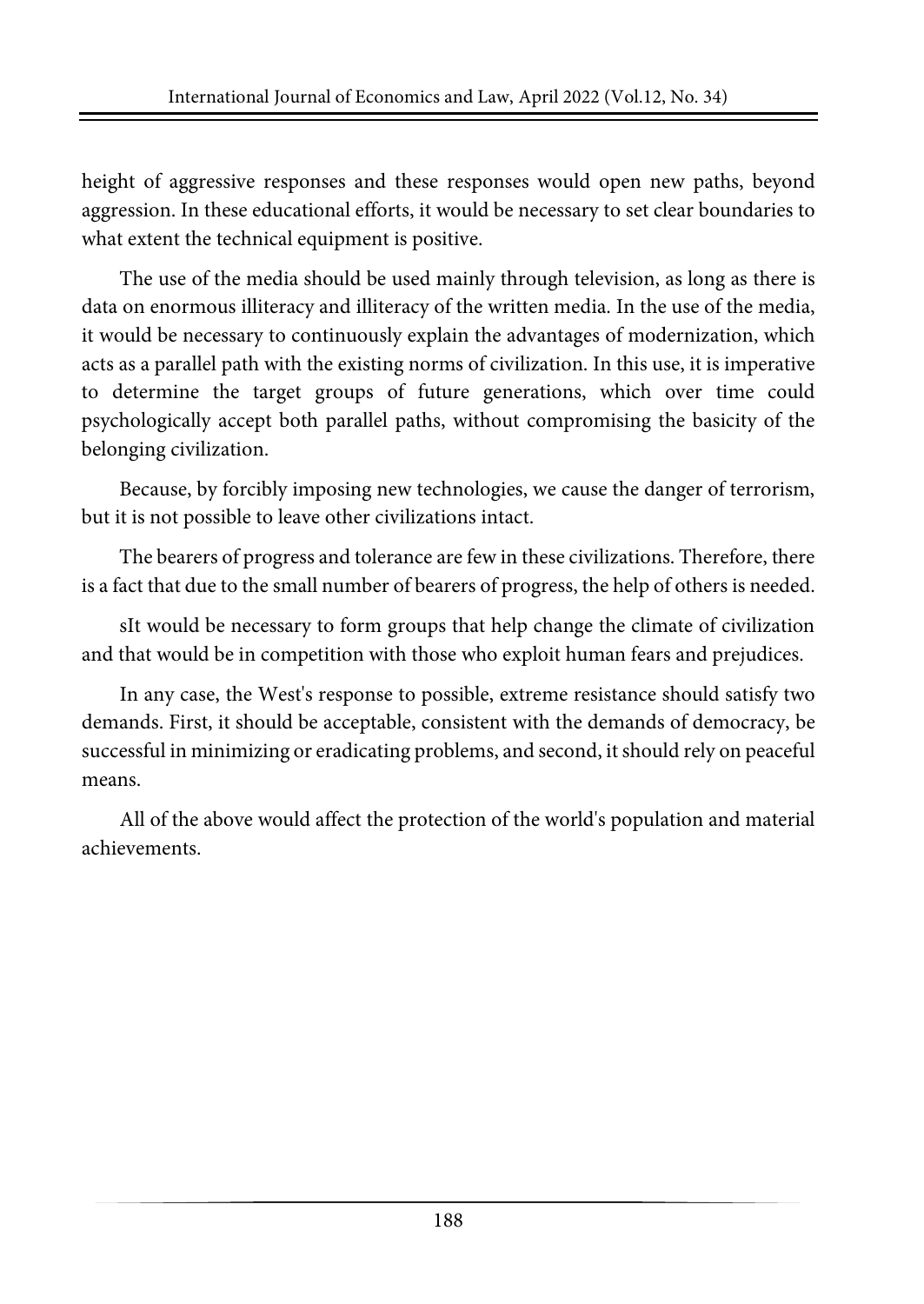height of aggressive responses and these responses would open new paths, beyond aggression. In these educational efforts, it would be necessary to set clear boundaries to what extent the technical equipment is positive.

The use of the media should be used mainly through television, as long as there is data on enormous illiteracy and illiteracy of the written media. In the use of the media, it would be necessary to continuously explain the advantages of modernization, which acts as a parallel path with the existing norms of civilization. In this use, it is imperative to determine the target groups of future generations, which over time could psychologically accept both parallel paths, without compromising the basicity of the belonging civilization.

Because, by forcibly imposing new technologies, we cause the danger of terrorism, but it is not possible to leave other civilizations intact.

The bearers of progress and tolerance are few in these civilizations. Therefore, there is a fact that due to the small number of bearers of progress, the help of others is needed.

sIt would be necessary to form groups that help change the climate of civilization and that would be in competition with those who exploit human fears and prejudices.

In any case, the West's response to possible, extreme resistance should satisfy two demands. First, it should be acceptable, consistent with the demands of democracy, be successful in minimizing or eradicating problems, and second, it should rely on peaceful means.

All of the above would affect the protection of the world's population and material achievements.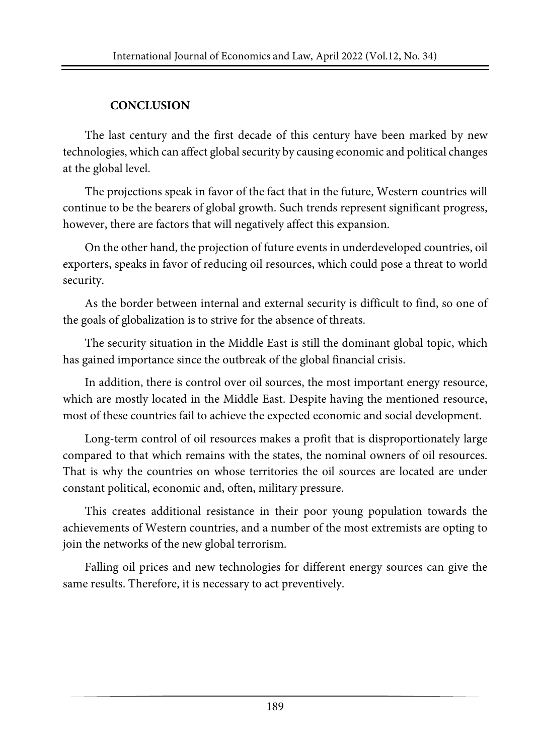## CONCLUSION

The last century and the first decade of this century have been marked by new technologies, which can affect global security by causing economic and political changes at the global level.

The projections speak in favor of the fact that in the future, Western countries will continue to be the bearers of global growth. Such trends represent significant progress, however, there are factors that will negatively affect this expansion.

On the other hand, the projection of future events in underdeveloped countries, oil exporters, speaks in favor of reducing oil resources, which could pose a threat to world security.

As the border between internal and external security is difficult to find, so one of the goals of globalization is to strive for the absence of threats.

The security situation in the Middle East is still the dominant global topic, which has gained importance since the outbreak of the global financial crisis.

In addition, there is control over oil sources, the most important energy resource, which are mostly located in the Middle East. Despite having the mentioned resource, most of these countries fail to achieve the expected economic and social development.

Long-term control of oil resources makes a profit that is disproportionately large compared to that which remains with the states, the nominal owners of oil resources. That is why the countries on whose territories the oil sources are located are under constant political, economic and, often, military pressure.

This creates additional resistance in their poor young population towards the achievements of Western countries, and a number of the most extremists are opting to join the networks of the new global terrorism.

Falling oil prices and new technologies for different energy sources can give the same results. Therefore, it is necessary to act preventively.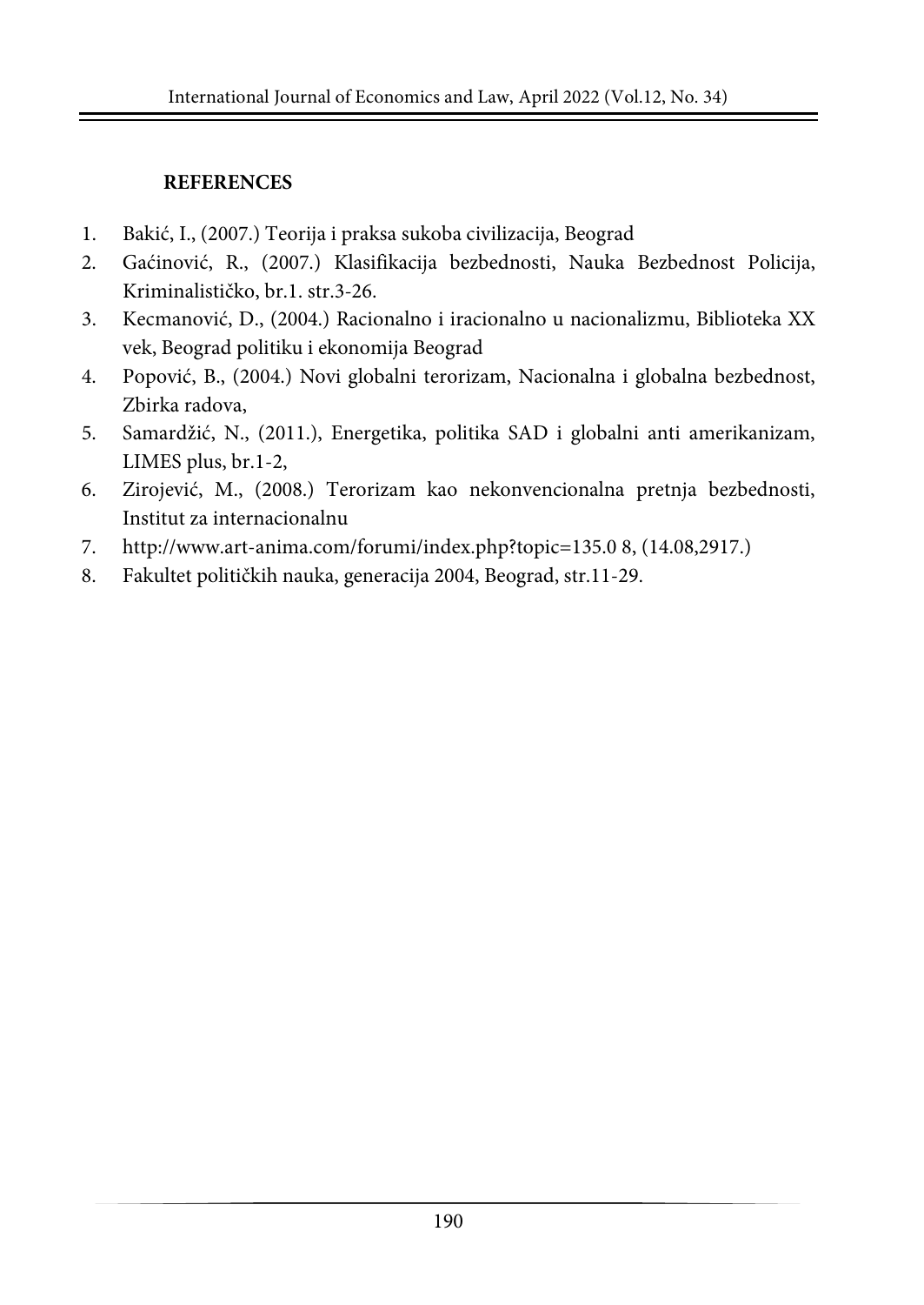**REFERENCES**

1. Bakić, I., (2007.) Teorija i praksa sukoba civilizacija, Beograd
2. Gaćinović, R., (2007.) Klasifikacija bezbednosti, Nauka Bezbednost Policija, Kriminalističko, br.1. str.3-26.
3. Kecmanović, D., (2004.) Racionalno i iracionalno u nacionalizmu, Biblioteka XX vek, Beograd politiku i ekonomija Beograd
4. Popović, B., (2004.) Novi globalni terorizam, Nacionalna i globalna bezbednost, Zbirka radova,
5. Samardžić, N., (2011.), Energetika, politika SAD i globalni anti amerikanizam, LIMES plus, br.1-2,
6. Zirojević, M., (2008.) Terorizam kao nekonvencionalna pretnja bezbednosti, Institut za internacionalnu
7. http://www.art-anima.com/forumi/index.php?topic=135.0 8, (14.08,2917.)
8. Fakultet političkih nauka, generacija 2004, Beograd, str.11-29.